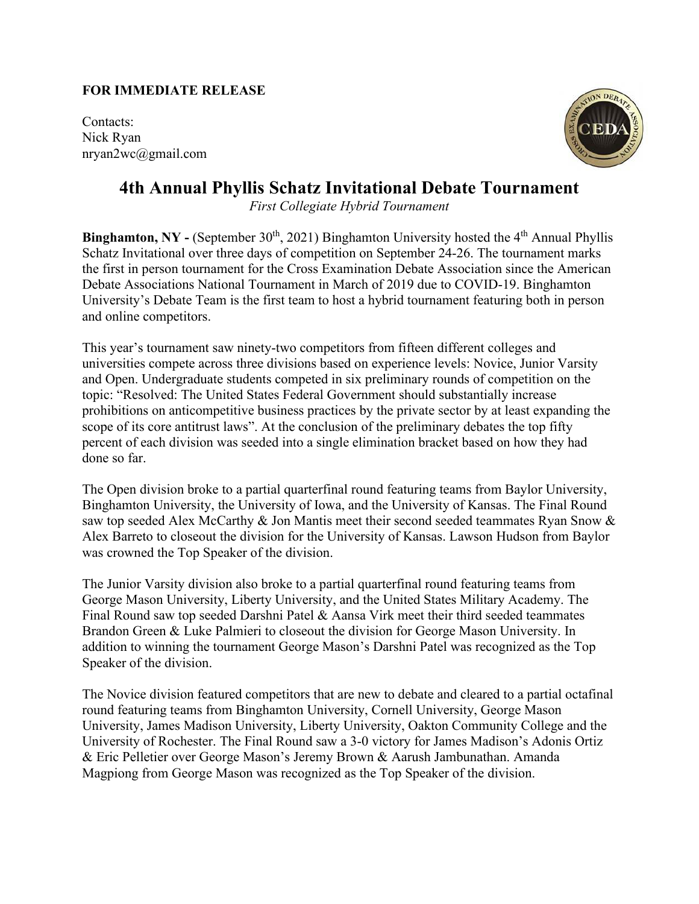**FOR IMMEDIATE RELEASE**

Contacts:
Nick Ryan
nryan2wc@gmail.com

# 4th Annual Phyllis Schatz Invitational Debate Tournament

*First Collegiate Hybrid Tournament*

**Binghamton, NY -** (September 30th, 2021) Binghamton University hosted the 4th Annual Phyllis Schatz Invitational over three days of competition on September 24-26. The tournament marks the first in person tournament for the Cross Examination Debate Association since the American Debate Associations National Tournament in March of 2019 due to COVID-19. Binghamton University's Debate Team is the first team to host a hybrid tournament featuring both in person and online competitors.

This year's tournament saw ninety-two competitors from fifteen different colleges and universities compete across three divisions based on experience levels: Novice, Junior Varsity and Open. Undergraduate students competed in six preliminary rounds of competition on the topic: "Resolved: The United States Federal Government should substantially increase prohibitions on anticompetitive business practices by the private sector by at least expanding the scope of its core antitrust laws". At the conclusion of the preliminary debates the top fifty percent of each division was seeded into a single elimination bracket based on how they had done so far.

The Open division broke to a partial quarterfinal round featuring teams from Baylor University, Binghamton University, the University of Iowa, and the University of Kansas. The Final Round saw top seeded Alex McCarthy & Jon Mantis meet their second seeded teammates Ryan Snow & Alex Barreto to closeout the division for the University of Kansas. Lawson Hudson from Baylor was crowned the Top Speaker of the division.

The Junior Varsity division also broke to a partial quarterfinal round featuring teams from George Mason University, Liberty University, and the United States Military Academy. The Final Round saw top seeded Darshni Patel & Aansa Virk meet their third seeded teammates Brandon Green & Luke Palmieri to closeout the division for George Mason University. In addition to winning the tournament George Mason's Darshni Patel was recognized as the Top Speaker of the division.

The Novice division featured competitors that are new to debate and cleared to a partial octafinal round featuring teams from Binghamton University, Cornell University, George Mason University, James Madison University, Liberty University, Oakton Community College and the University of Rochester. The Final Round saw a 3-0 victory for James Madison's Adonis Ortiz & Eric Pelletier over George Mason's Jeremy Brown & Aarush Jambunathan. Amanda Magpiong from George Mason was recognized as the Top Speaker of the division.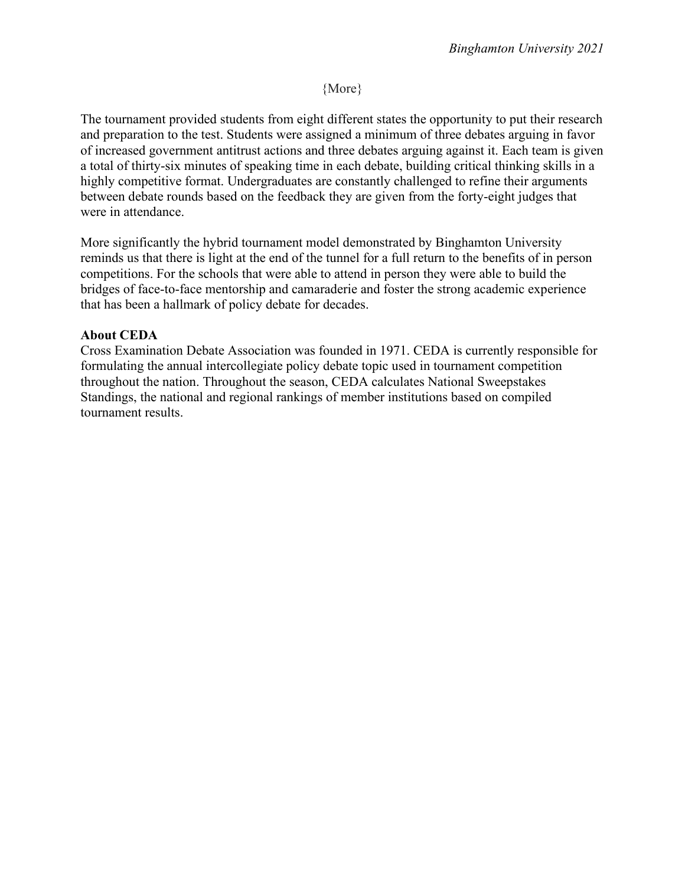{More}

The tournament provided students from eight different states the opportunity to put their research and preparation to the test. Students were assigned a minimum of three debates arguing in favor of increased government antitrust actions and three debates arguing against it. Each team is given a total of thirty-six minutes of speaking time in each debate, building critical thinking skills in a highly competitive format. Undergraduates are constantly challenged to refine their arguments between debate rounds based on the feedback they are given from the forty-eight judges that were in attendance.

More significantly the hybrid tournament model demonstrated by Binghamton University reminds us that there is light at the end of the tunnel for a full return to the benefits of in person competitions. For the schools that were able to attend in person they were able to build the bridges of face-to-face mentorship and camaraderie and foster the strong academic experience that has been a hallmark of policy debate for decades.

**About CEDA**

Cross Examination Debate Association was founded in 1971. CEDA is currently responsible for formulating the annual intercollegiate policy debate topic used in tournament competition throughout the nation. Throughout the season, CEDA calculates National Sweepstakes Standings, the national and regional rankings of member institutions based on compiled tournament results.